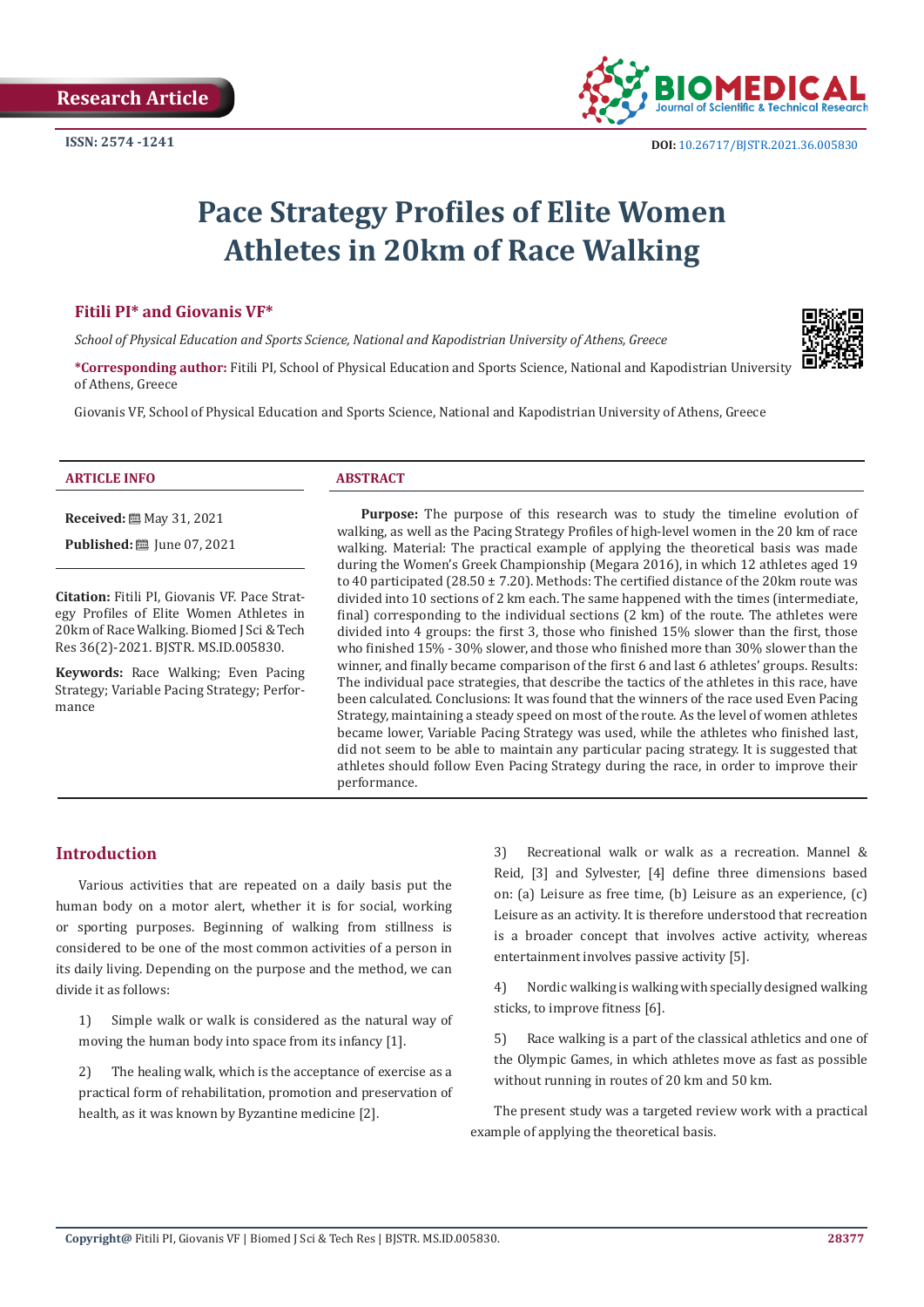Research Article

ISSN: 2574 -1241

DOI: 10.26717/BJSTR.2021.36.005830

# Pace Strategy Profiles of Elite Women Athletes in 20km of Race Walking

**Fitili PI\* and Giovanis VF\***

*School of Physical Education and Sports Science, National and Kapodistrian University of Athens, Greece*

**\*Corresponding author:** Fitili PI, School of Physical Education and Sports Science, National and Kapodistrian University of Athens, Greece

Giovanis VF, School of Physical Education and Sports Science, National and Kapodistrian University of Athens, Greece

## ARTICLE INFO

**Received:** May 31, 2021

**Published:** June 07, 2021

**Citation:** Fitili PI, Giovanis VF. Pace Strategy Profiles of Elite Women Athletes in 20km of Race Walking. Biomed J Sci & Tech Res 36(2)-2021. BJSTR. MS.ID.005830.

**Keywords:** Race Walking; Even Pacing Strategy; Variable Pacing Strategy; Performance

## ABSTRACT

**Purpose:** The purpose of this research was to study the timeline evolution of walking, as well as the Pacing Strategy Profiles of high-level women in the 20 km of race walking. Material: The practical example of applying the theoretical basis was made during the Women's Greek Championship (Megara 2016), in which 12 athletes aged 19 to 40 participated (28.50 ± 7.20). Methods: The certified distance of the 20km route was divided into 10 sections of 2 km each. The same happened with the times (intermediate, final) corresponding to the individual sections (2 km) of the route. The athletes were divided into 4 groups: the first 3, those who finished 15% slower than the first, those who finished 15% - 30% slower, and those who finished more than 30% slower than the winner, and finally became comparison of the first 6 and last 6 athletes' groups. Results: The individual pace strategies, that describe the tactics of the athletes in this race, have been calculated. Conclusions: It was found that the winners of the race used Even Pacing Strategy, maintaining a steady speed on most of the route. As the level of women athletes became lower, Variable Pacing Strategy was used, while the athletes who finished last, did not seem to be able to maintain any particular pacing strategy. It is suggested that athletes should follow Even Pacing Strategy during the race, in order to improve their performance.

## Introduction

Various activities that are repeated on a daily basis put the human body on a motor alert, whether it is for social, working or sporting purposes. Beginning of walking from stillness is considered to be one of the most common activities of a person in its daily living. Depending on the purpose and the method, we can divide it as follows:

1) Simple walk or walk is considered as the natural way of moving the human body into space from its infancy [1].

2) The healing walk, which is the acceptance of exercise as a practical form of rehabilitation, promotion and preservation of health, as it was known by Byzantine medicine [2].

3) Recreational walk or walk as a recreation. Mannel & Reid, [3] and Sylvester, [4] define three dimensions based on: (a) Leisure as free time, (b) Leisure as an experience, (c) Leisure as an activity. It is therefore understood that recreation is a broader concept that involves active activity, whereas entertainment involves passive activity [5].

4) Nordic walking is walking with specially designed walking sticks, to improve fitness [6].

5) Race walking is a part of the classical athletics and one of the Olympic Games, in which athletes move as fast as possible without running in routes of 20 km and 50 km.

The present study was a targeted review work with a practical example of applying the theoretical basis.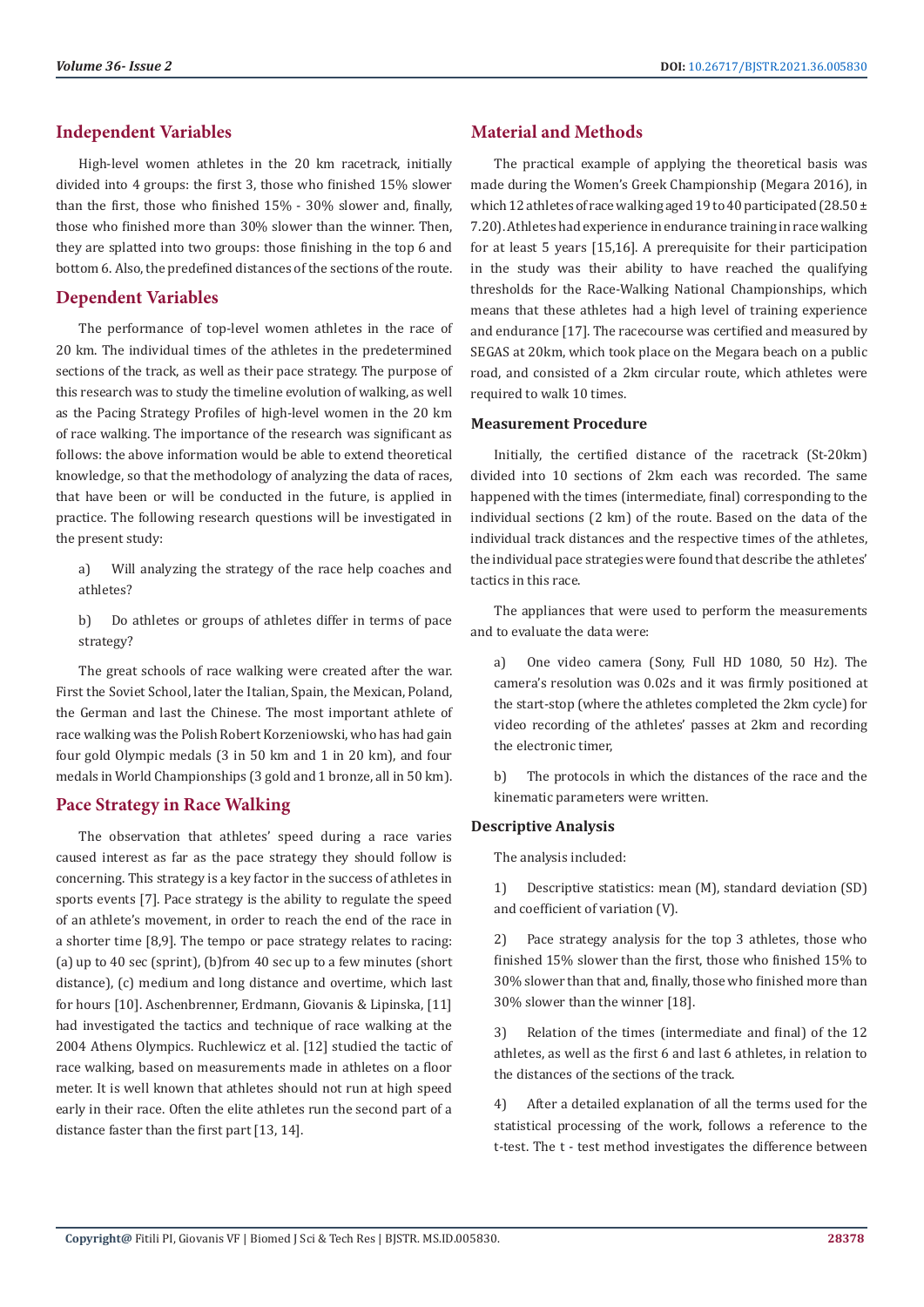## Independent Variables

High-level women athletes in the 20 km racetrack, initially divided into 4 groups: the first 3, those who finished 15% slower than the first, those who finished 15% - 30% slower and, finally, those who finished more than 30% slower than the winner. Then, they are splatted into two groups: those finishing in the top 6 and bottom 6. Also, the predefined distances of the sections of the route.

## Dependent Variables

The performance of top-level women athletes in the race of 20 km. The individual times of the athletes in the predetermined sections of the track, as well as their pace strategy. The purpose of this research was to study the timeline evolution of walking, as well as the Pacing Strategy Profiles of high-level women in the 20 km of race walking. The importance of the research was significant as follows: the above information would be able to extend theoretical knowledge, so that the methodology of analyzing the data of races, that have been or will be conducted in the future, is applied in practice. The following research questions will be investigated in the present study:

a) Will analyzing the strategy of the race help coaches and athletes?

b) Do athletes or groups of athletes differ in terms of pace strategy?

The great schools of race walking were created after the war. First the Soviet School, later the Italian, Spain, the Mexican, Poland, the German and last the Chinese. The most important athlete of race walking was the Polish Robert Korzeniowski, who has had gain four gold Olympic medals (3 in 50 km and 1 in 20 km), and four medals in World Championships (3 gold and 1 bronze, all in 50 km).

## Pace Strategy in Race Walking

The observation that athletes' speed during a race varies caused interest as far as the pace strategy they should follow is concerning. This strategy is a key factor in the success of athletes in sports events [7]. Pace strategy is the ability to regulate the speed of an athlete's movement, in order to reach the end of the race in a shorter time [8,9]. The tempo or pace strategy relates to racing: (a) up to 40 sec (sprint), (b)from 40 sec up to a few minutes (short distance), (c) medium and long distance and overtime, which last for hours [10]. Aschenbrenner, Erdmann, Giovanis & Lipinska, [11] had investigated the tactics and technique of race walking at the 2004 Athens Olympics. Ruchlewicz et al. [12] studied the tactic of race walking, based on measurements made in athletes on a floor meter. It is well known that athletes should not run at high speed early in their race. Often the elite athletes run the second part of a distance faster than the first part [13, 14].

## Material and Methods

The practical example of applying the theoretical basis was made during the Women's Greek Championship (Megara 2016), in which 12 athletes of race walking aged 19 to 40 participated (28.50 ± 7.20). Athletes had experience in endurance training in race walking for at least 5 years [15,16]. A prerequisite for their participation in the study was their ability to have reached the qualifying thresholds for the Race-Walking National Championships, which means that these athletes had a high level of training experience and endurance [17]. The racecourse was certified and measured by SEGAS at 20km, which took place on the Megara beach on a public road, and consisted of a 2km circular route, which athletes were required to walk 10 times.

### Measurement Procedure

Initially, the certified distance of the racetrack (St-20km) divided into 10 sections of 2km each was recorded. The same happened with the times (intermediate, final) corresponding to the individual sections (2 km) of the route. Based on the data of the individual track distances and the respective times of the athletes, the individual pace strategies were found that describe the athletes' tactics in this race.

The appliances that were used to perform the measurements and to evaluate the data were:

a) One video camera (Sony, Full HD 1080, 50 Hz). The camera's resolution was 0.02s and it was firmly positioned at the start-stop (where the athletes completed the 2km cycle) for video recording of the athletes' passes at 2km and recording the electronic timer,

b) The protocols in which the distances of the race and the kinematic parameters were written.

### Descriptive Analysis

The analysis included:

1) Descriptive statistics: mean (M), standard deviation (SD) and coefficient of variation (V).

2) Pace strategy analysis for the top 3 athletes, those who finished 15% slower than the first, those who finished 15% to 30% slower than that and, finally, those who finished more than 30% slower than the winner [18].

3) Relation of the times (intermediate and final) of the 12 athletes, as well as the first 6 and last 6 athletes, in relation to the distances of the sections of the track.

4) After a detailed explanation of all the terms used for the statistical processing of the work, follows a reference to the t-test. The t - test method investigates the difference between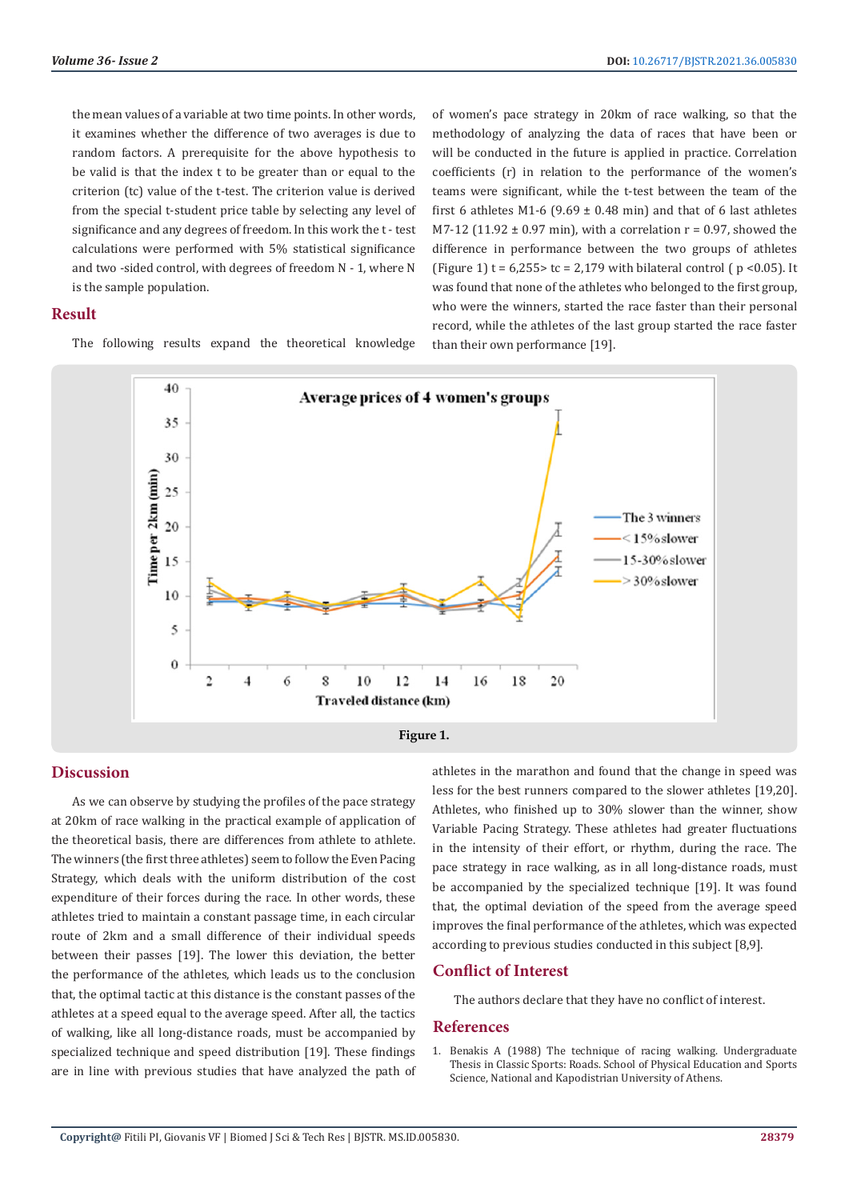the mean values of a variable at two time points. In other words, it examines whether the difference of two averages is due to random factors. A prerequisite for the above hypothesis to be valid is that the index t to be greater than or equal to the criterion (tc) value of the t-test. The criterion value is derived from the special t-student price table by selecting any level of significance and any degrees of freedom. In this work the t - test calculations were performed with 5% statistical significance and two -sided control, with degrees of freedom N - 1, where N is the sample population.

## Result

The following results expand the theoretical knowledge of women's pace strategy in 20km of race walking, so that the methodology of analyzing the data of races that have been or will be conducted in the future is applied in practice. Correlation coefficients (r) in relation to the performance of the women's teams were significant, while the t-test between the team of the first 6 athletes M1-6 (9.69 ± 0.48 min) and that of 6 last athletes M7-12 (11.92 ± 0.97 min), with a correlation r = 0.97, showed the difference in performance between the two groups of athletes (Figure 1) t = 6,255> tc = 2,179 with bilateral control ( $p < 0.05$). It was found that none of the athletes who belonged to the first group, who were the winners, started the race faster than their personal record, while the athletes of the last group started the race faster than their own performance [19].

**Figure 1.**

## Discussion

As we can observe by studying the profiles of the pace strategy at 20km of race walking in the practical example of application of the theoretical basis, there are differences from athlete to athlete. The winners (the first three athletes) seem to follow the Even Pacing Strategy, which deals with the uniform distribution of the cost expenditure of their forces during the race. In other words, these athletes tried to maintain a constant passage time, in each circular route of 2km and a small difference of their individual speeds between their passes [19]. The lower this deviation, the better the performance of the athletes, which leads us to the conclusion that, the optimal tactic at this distance is the constant passes of the athletes at a speed equal to the average speed. After all, the tactics of walking, like all long-distance roads, must be accompanied by specialized technique and speed distribution [19]. These findings are in line with previous studies that have analyzed the path of athletes in the marathon and found that the change in speed was less for the best runners compared to the slower athletes [19,20]. Athletes, who finished up to 30% slower than the winner, show Variable Pacing Strategy. These athletes had greater fluctuations in the intensity of their effort, or rhythm, during the race. The pace strategy in race walking, as in all long-distance roads, must be accompanied by the specialized technique [19]. It was found that, the optimal deviation of the speed from the average speed improves the final performance of the athletes, which was expected according to previous studies conducted in this subject [8,9].

## Conflict of Interest

The authors declare that they have no conflict of interest.

## References

1. Benakis A (1988) The technique of racing walking. Undergraduate Thesis in Classic Sports: Roads. School of Physical Education and Sports Science, National and Kapodistrian University of Athens.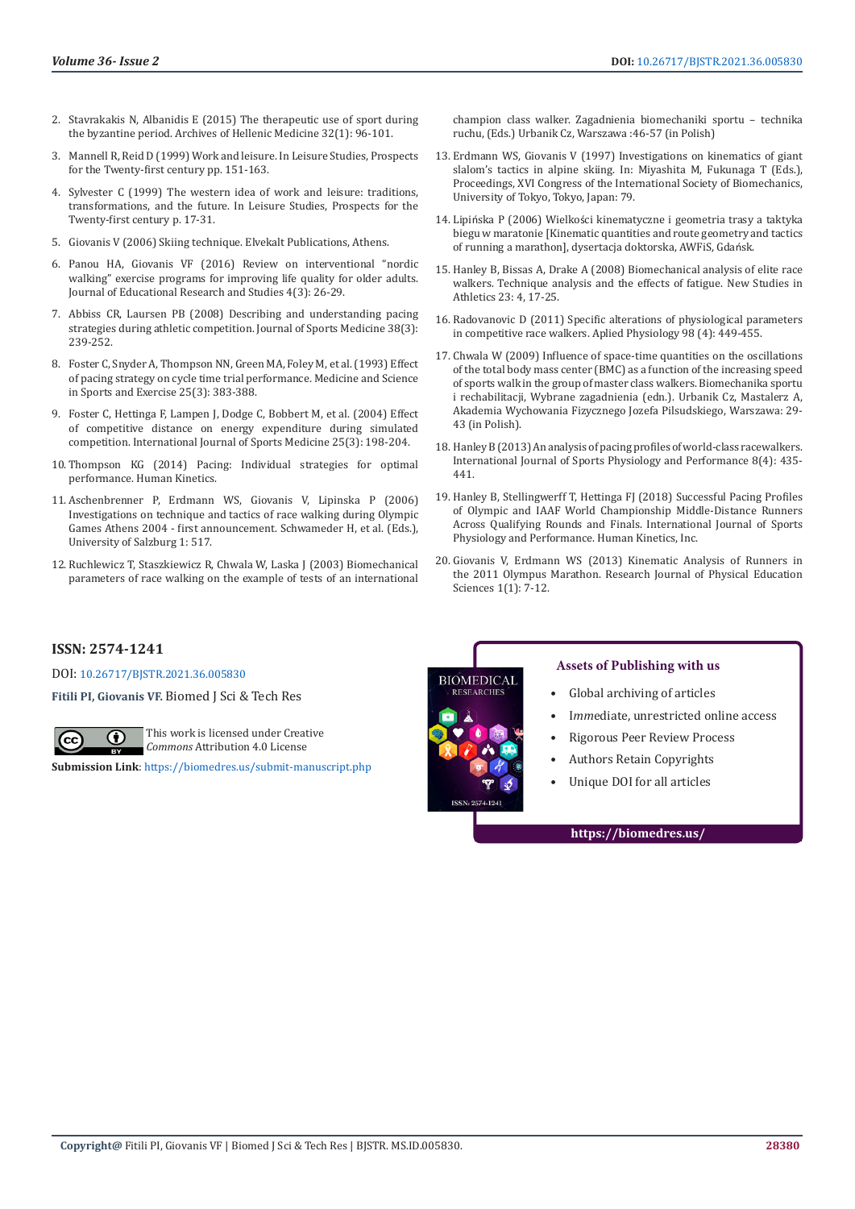2. Stavrakakis N, Albanidis E (2015) The therapeutic use of sport during the byzantine period. Archives of Hellenic Medicine 32(1): 96-101.
3. Mannell R, Reid D (1999) Work and leisure. In Leisure Studies, Prospects for the Twenty-first century pp. 151-163.
4. Sylvester C (1999) The western idea of work and leisure: traditions, transformations, and the future. In Leisure Studies, Prospects for the Twenty-first century p. 17-31.
5. Giovanis V (2006) Skiing technique. Elvekalt Publications, Athens.
6. Panou HA, Giovanis VF (2016) Review on interventional "nordic walking" exercise programs for improving life quality for older adults. Journal of Educational Research and Studies 4(3): 26-29.
7. Abbiss CR, Laursen PB (2008) Describing and understanding pacing strategies during athletic competition. Journal of Sports Medicine 38(3): 239-252.
8. Foster C, Snyder A, Thompson NN, Green MA, Foley M, et al. (1993) Effect of pacing strategy on cycle time trial performance. Medicine and Science in Sports and Exercise 25(3): 383-388.
9. Foster C, Hettinga F, Lampen J, Dodge C, Bobbert M, et al. (2004) Effect of competitive distance on energy expenditure during simulated competition. International Journal of Sports Medicine 25(3): 198-204.
10. Thompson KG (2014) Pacing: Individual strategies for optimal performance. Human Kinetics.
11. Aschenbrenner P, Erdmann WS, Giovanis V, Lipinska P (2006) Investigations on technique and tactics of race walking during Olympic Games Athens 2004 - first announcement. Schwameder H, et al. (Eds.), University of Salzburg 1: 517.
12. Ruchlewicz T, Staszkiewicz R, Chwala W, Laska J (2003) Biomechanical parameters of race walking on the example of tests of an international champion class walker. Zagadnienia biomechaniki sportu – technika ruchu, (Eds.) Urbanik Cz, Warszawa :46-57 (in Polish)
13. Erdmann WS, Giovanis V (1997) Investigations on kinematics of giant slalom's tactics in alpine skiing. In: Miyashita M, Fukunaga T (Eds.), Proceedings, XVI Congress of the International Society of Biomechanics, University of Tokyo, Tokyo, Japan: 79.
14. Lipińska P (2006) Wielkości kinematyczne i geometria trasy a taktyka biegu w maratonie [Kinematic quantities and route geometry and tactics of running a marathon], dysertacja doktorska, AWFiS, Gdańsk.
15. Hanley B, Bissas A, Drake A (2008) Biomechanical analysis of elite race walkers. Technique analysis and the effects of fatigue. New Studies in Athletics 23: 4, 17-25.
16. Radovanovic D (2011) Specific alterations of physiological parameters in competitive race walkers. Aplied Physiology 98 (4): 449-455.
17. Chwala W (2009) Influence of space-time quantities on the oscillations of the total body mass center (BMC) as a function of the increasing speed of sports walk in the group of master class walkers. Biomechanika sportu i rechabilitacji, Wybrane zagadnienia (edn.). Urbanik Cz, Mastalerz A, Akademia Wychowania Fizycznego Jozefa Pilsudskiego, Warszawa: 29-43 (in Polish).
18. Hanley B (2013) An analysis of pacing profiles of world-class racewalkers. International Journal of Sports Physiology and Performance 8(4): 435-441.
19. Hanley B, Stellingwerff T, Hettinga FJ (2018) Successful Pacing Profiles of Olympic and IAAF World Championship Middle-Distance Runners Across Qualifying Rounds and Finals. International Journal of Sports Physiology and Performance. Human Kinetics, Inc.
20. Giovanis V, Erdmann WS (2013) Kinematic Analysis of Runners in the 2011 Olympus Marathon. Research Journal of Physical Education Sciences 1(1): 7-12.

**ISSN: 2574-1241**

DOI: 10.26717/BJSTR.2021.36.005830

**Fitili PI, Giovanis VF.** Biomed J Sci & Tech Res

This work is licensed under Creative *Commons* Attribution 4.0 License

**Submission Link**: https://biomedres.us/submit-manuscript.php

**Assets of Publishing with us**

- Global archiving of articles
- Immediate, unrestricted online access
- Rigorous Peer Review Process
- Authors Retain Copyrights
- Unique DOI for all articles

**https://biomedres.us/**